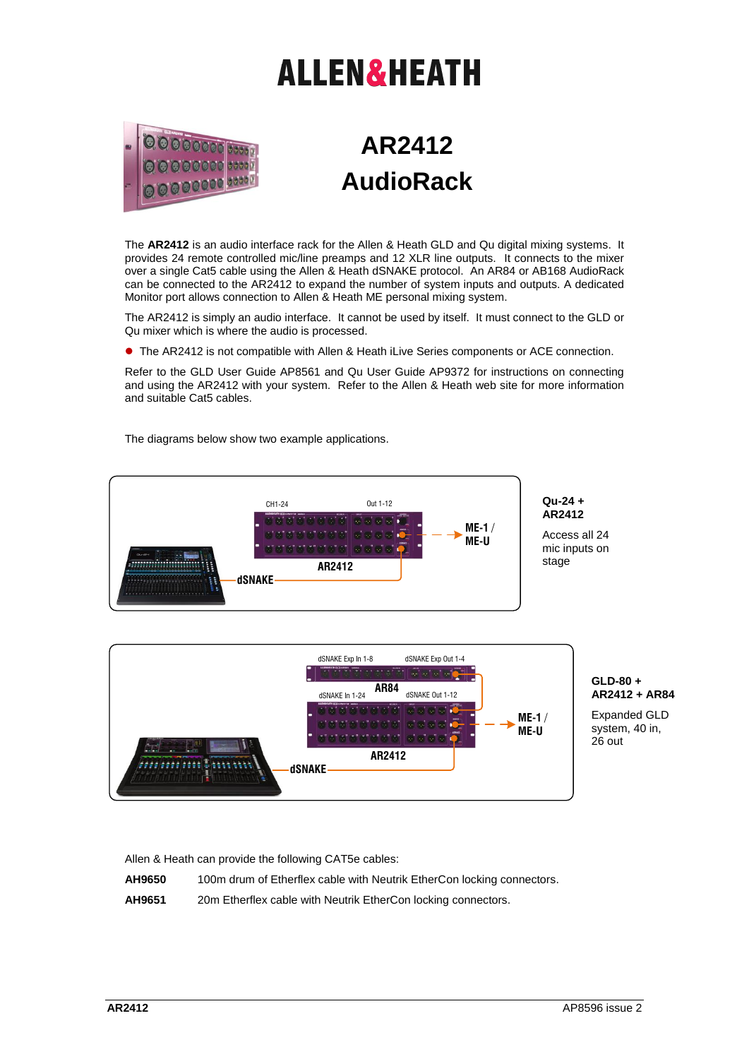ALLEN&HEATH

# AR2412 AudioRack

The **AR2412** is an audio interface rack for the Allen & Heath GLD and Qu digital mixing systems. It provides 24 remote controlled mic/line preamps and 12 XLR line outputs. It connects to the mixer over a single Cat5 cable using the Allen & Heath dSNAKE protocol. An AR84 or AB168 AudioRack can be connected to the AR2412 to expand the number of system inputs and outputs. A dedicated Monitor port allows connection to Allen & Heath ME personal mixing system.

The AR2412 is simply an audio interface. It cannot be used by itself. It must connect to the GLD or Qu mixer which is where the audio is processed.

- The AR2412 is not compatible with Allen & Heath iLive Series components or ACE connection.

Refer to the GLD User Guide AP8561 and Qu User Guide AP9372 for instructions on connecting and using the AR2412 with your system. Refer to the Allen & Heath web site for more information and suitable Cat5 cables.

The diagrams below show two example applications.

CH1-24 | Out 1-12 | AR2412 | dSNAKE | ME-1 / ME-U

**Qu-24 + AR2412**

Access all 24 mic inputs on stage

dSNAKE Exp In 1-8 | dSNAKE Exp Out 1-4 | AR84 | dSNAKE In 1-24 | dSNAKE Out 1-12 | AR2412 | dSNAKE | ME-1 / ME-U

**GLD-80 + AR2412 + AR84**

Expanded GLD system, 40 in, 26 out

Allen & Heath can provide the following CAT5e cables:

**AH9650** 100m drum of Etherflex cable with Neutrik EtherCon locking connectors.

**AH9651** 20m Etherflex cable with Neutrik EtherCon locking connectors.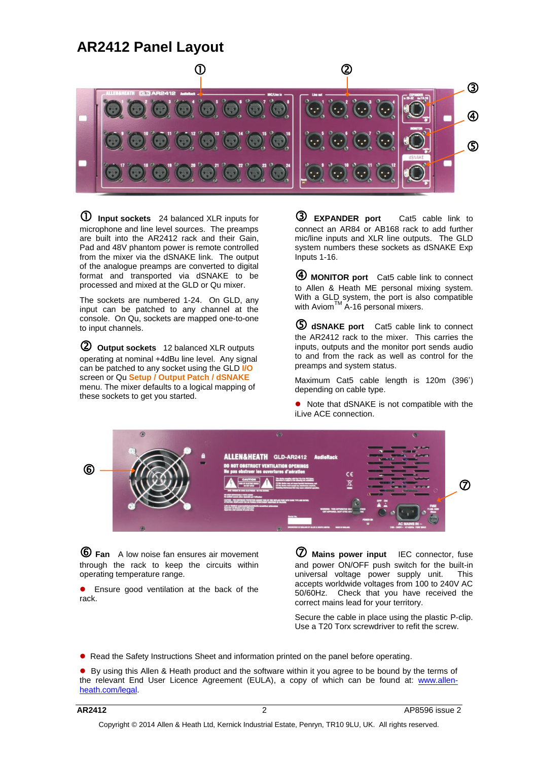# AR2412 Panel Layout

① **Input sockets** 24 balanced XLR inputs for microphone and line level sources. The preamps are built into the AR2412 rack and their Gain, Pad and 48V phantom power is remote controlled from the mixer via the dSNAKE link. The output of the analogue preamps are converted to digital format and transported via dSNAKE to be processed and mixed at the GLD or Qu mixer.

The sockets are numbered 1-24. On GLD, any input can be patched to any channel at the console. On Qu, sockets are mapped one-to-one to input channels.

② **Output sockets** 12 balanced XLR outputs operating at nominal +4dBu line level. Any signal can be patched to any socket using the GLD **I/O** screen or Qu **Setup / Output Patch / dSNAKE** menu. The mixer defaults to a logical mapping of these sockets to get you started.

③ **EXPANDER port** Cat5 cable link to connect an AR84 or AB168 rack to add further mic/line inputs and XLR line outputs. The GLD system numbers these sockets as dSNAKE Exp Inputs 1-16.

④ **MONITOR port** Cat5 cable link to connect to Allen & Heath ME personal mixing system. With a GLD system, the port is also compatible with Aviom™ A-16 personal mixers.

⑤ **dSNAKE port** Cat5 cable link to connect the AR2412 rack to the mixer. This carries the inputs, outputs and the monitor port sends audio to and from the rack as well as control for the preamps and system status.

Maximum Cat5 cable length is 120m (396') depending on cable type.

- Note that dSNAKE is not compatible with the iLive ACE connection.

⑥ **Fan** A low noise fan ensures air movement through the rack to keep the circuits within operating temperature range.

- Ensure good ventilation at the back of the rack.

⑦ **Mains power input** IEC connector, fuse and power ON/OFF push switch for the built-in universal voltage power supply unit. This accepts worldwide voltages from 100 to 240V AC 50/60Hz. Check that you have received the correct mains lead for your territory.

Secure the cable in place using the plastic P-clip. Use a T20 Torx screwdriver to refit the screw.

- Read the Safety Instructions Sheet and information printed on the panel before operating.
- By using this Allen & Heath product and the software within it you agree to be bound by the terms of the relevant End User Licence Agreement (EULA), a copy of which can be found at: www.allen-heath.com/legal.

AR2412 AP8596 issue 2

Copyright © 2014 Allen & Heath Ltd, Kernick Industrial Estate, Penryn, TR10 9LU, UK. All rights reserved.